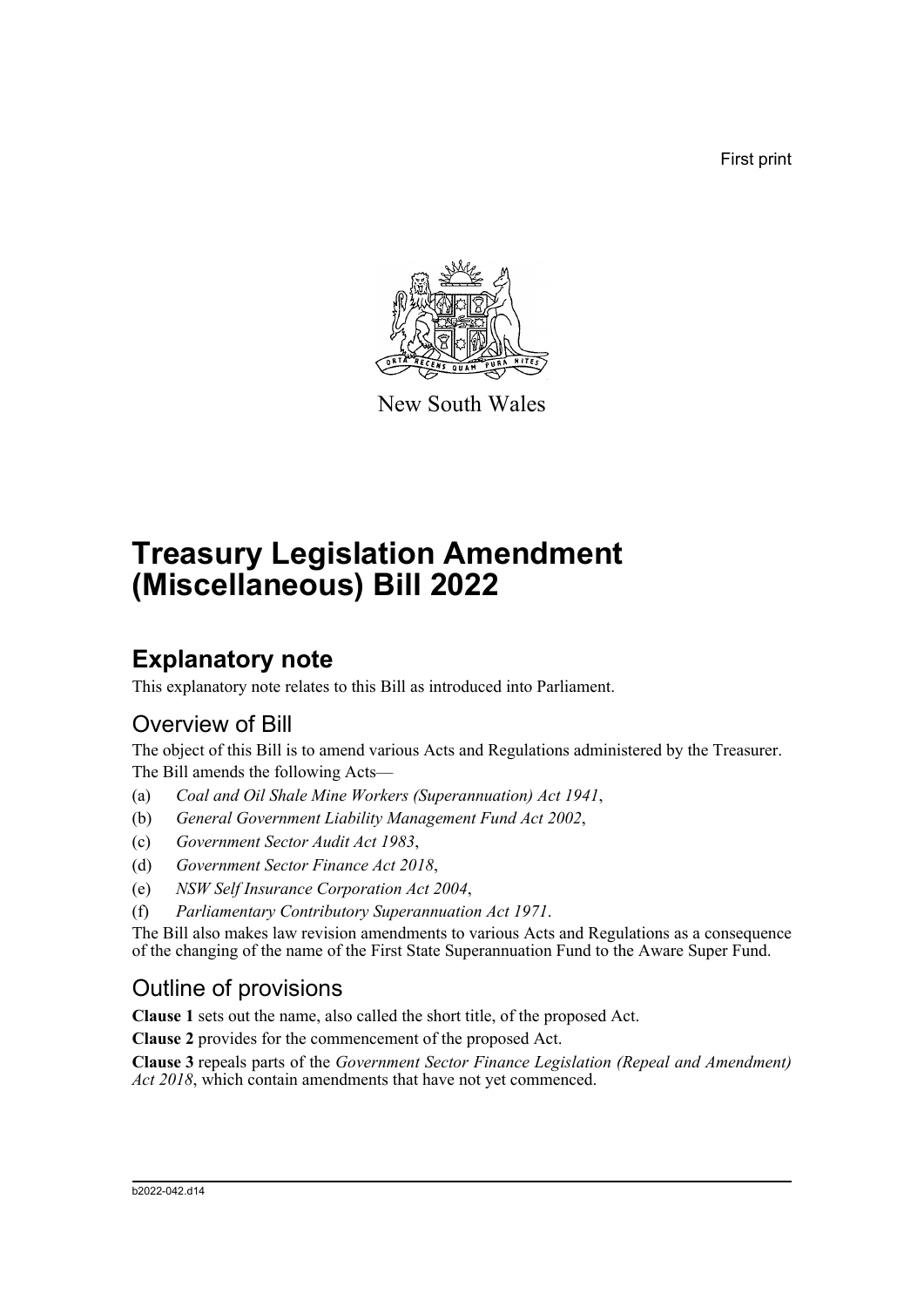First print

New South Wales

# Treasury Legislation Amendment (Miscellaneous) Bill 2022

## Explanatory note

This explanatory note relates to this Bill as introduced into Parliament.

### Overview of Bill

The object of this Bill is to amend various Acts and Regulations administered by the Treasurer.

The Bill amends the following Acts—

(a) *Coal and Oil Shale Mine Workers (Superannuation) Act 1941*,

(b) *General Government Liability Management Fund Act 2002*,

(c) *Government Sector Audit Act 1983*,

(d) *Government Sector Finance Act 2018*,

(e) *NSW Self Insurance Corporation Act 2004*,

(f) *Parliamentary Contributory Superannuation Act 1971*.

The Bill also makes law revision amendments to various Acts and Regulations as a consequence of the changing of the name of the First State Superannuation Fund to the Aware Super Fund.

### Outline of provisions

**Clause 1** sets out the name, also called the short title, of the proposed Act.

**Clause 2** provides for the commencement of the proposed Act.

**Clause 3** repeals parts of the *Government Sector Finance Legislation (Repeal and Amendment) Act 2018*, which contain amendments that have not yet commenced.

b2022-042.d14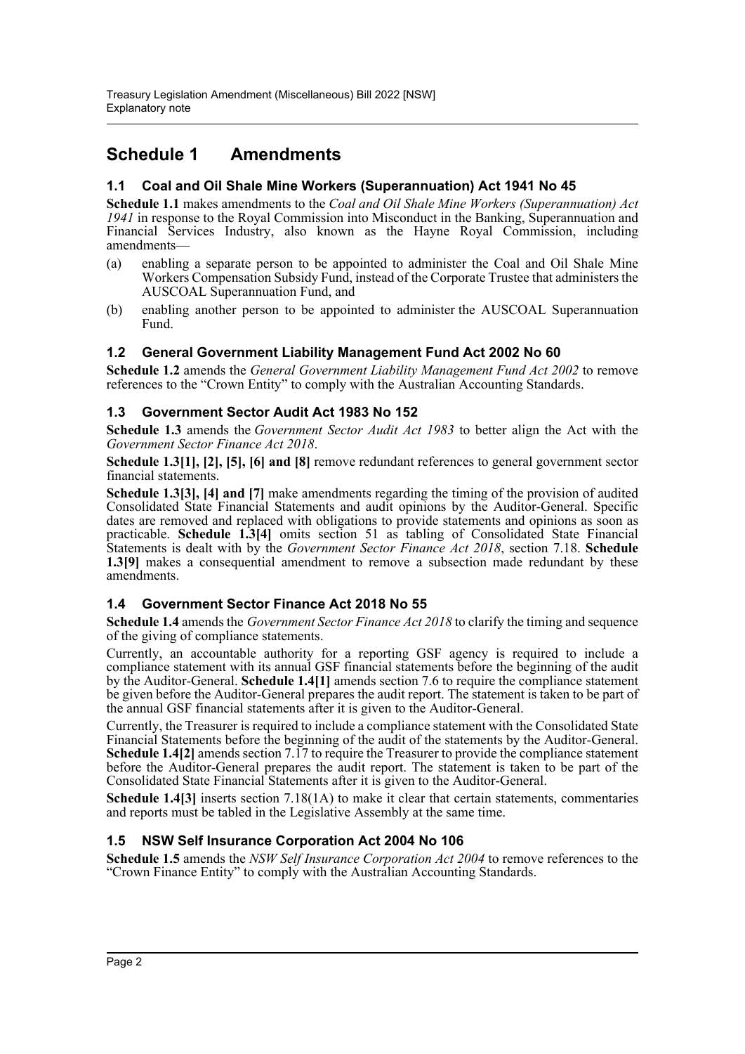# Schedule 1 Amendments

## 1.1 Coal and Oil Shale Mine Workers (Superannuation) Act 1941 No 45

**Schedule 1.1** makes amendments to the *Coal and Oil Shale Mine Workers (Superannuation) Act 1941* in response to the Royal Commission into Misconduct in the Banking, Superannuation and Financial Services Industry, also known as the Hayne Royal Commission, including amendments—

(a) enabling a separate person to be appointed to administer the Coal and Oil Shale Mine Workers Compensation Subsidy Fund, instead of the Corporate Trustee that administers the AUSCOAL Superannuation Fund, and

(b) enabling another person to be appointed to administer the AUSCOAL Superannuation Fund.

## 1.2 General Government Liability Management Fund Act 2002 No 60

**Schedule 1.2** amends the *General Government Liability Management Fund Act 2002* to remove references to the "Crown Entity" to comply with the Australian Accounting Standards.

## 1.3 Government Sector Audit Act 1983 No 152

**Schedule 1.3** amends the *Government Sector Audit Act 1983* to better align the Act with the *Government Sector Finance Act 2018*.

**Schedule 1.3[1], [2], [5], [6] and [8]** remove redundant references to general government sector financial statements.

**Schedule 1.3[3], [4] and [7]** make amendments regarding the timing of the provision of audited Consolidated State Financial Statements and audit opinions by the Auditor-General. Specific dates are removed and replaced with obligations to provide statements and opinions as soon as practicable. **Schedule 1.3[4]** omits section 51 as tabling of Consolidated State Financial Statements is dealt with by the *Government Sector Finance Act 2018*, section 7.18. **Schedule 1.3[9]** makes a consequential amendment to remove a subsection made redundant by these amendments.

## 1.4 Government Sector Finance Act 2018 No 55

**Schedule 1.4** amends the *Government Sector Finance Act 2018* to clarify the timing and sequence of the giving of compliance statements.

Currently, an accountable authority for a reporting GSF agency is required to include a compliance statement with its annual GSF financial statements before the beginning of the audit by the Auditor-General. **Schedule 1.4[1]** amends section 7.6 to require the compliance statement be given before the Auditor-General prepares the audit report. The statement is taken to be part of the annual GSF financial statements after it is given to the Auditor-General.

Currently, the Treasurer is required to include a compliance statement with the Consolidated State Financial Statements before the beginning of the audit of the statements by the Auditor-General. **Schedule 1.4[2]** amends section 7.17 to require the Treasurer to provide the compliance statement before the Auditor-General prepares the audit report. The statement is taken to be part of the Consolidated State Financial Statements after it is given to the Auditor-General.

**Schedule 1.4[3]** inserts section 7.18(1A) to make it clear that certain statements, commentaries and reports must be tabled in the Legislative Assembly at the same time.

## 1.5 NSW Self Insurance Corporation Act 2004 No 106

**Schedule 1.5** amends the *NSW Self Insurance Corporation Act 2004* to remove references to the "Crown Finance Entity" to comply with the Australian Accounting Standards.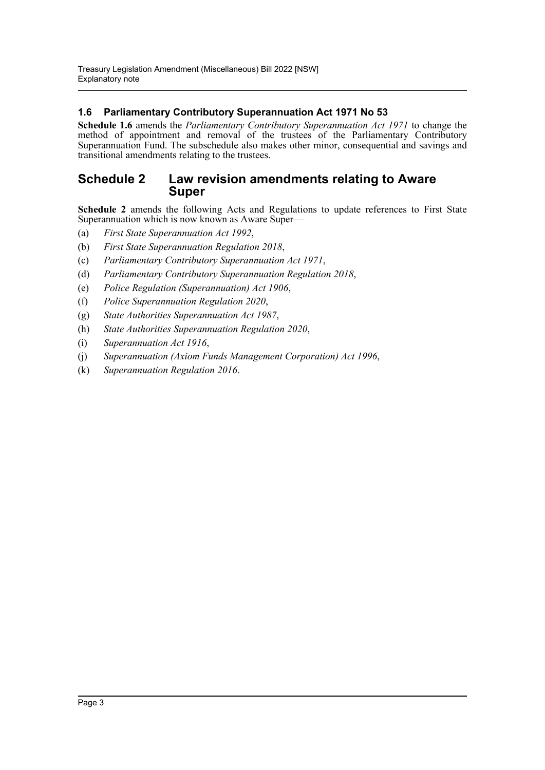### 1.6 Parliamentary Contributory Superannuation Act 1971 No 53

**Schedule 1.6** amends the *Parliamentary Contributory Superannuation Act 1971* to change the method of appointment and removal of the trustees of the Parliamentary Contributory Superannuation Fund. The subschedule also makes other minor, consequential and savings and transitional amendments relating to the trustees.

## Schedule 2 Law revision amendments relating to Aware Super

**Schedule 2** amends the following Acts and Regulations to update references to First State Superannuation which is now known as Aware Super—

(a) *First State Superannuation Act 1992*,

(b) *First State Superannuation Regulation 2018*,

(c) *Parliamentary Contributory Superannuation Act 1971*,

(d) *Parliamentary Contributory Superannuation Regulation 2018*,

(e) *Police Regulation (Superannuation) Act 1906*,

(f) *Police Superannuation Regulation 2020*,

(g) *State Authorities Superannuation Act 1987*,

(h) *State Authorities Superannuation Regulation 2020*,

(i) *Superannuation Act 1916*,

(j) *Superannuation (Axiom Funds Management Corporation) Act 1996*,

(k) *Superannuation Regulation 2016*.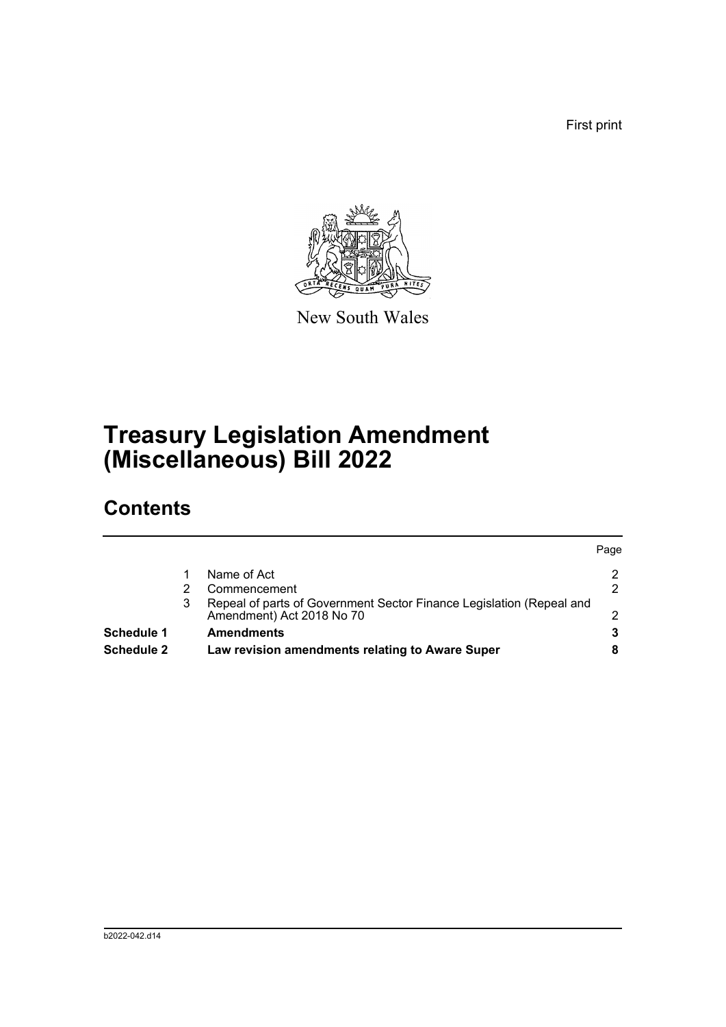First print

New South Wales

# Treasury Legislation Amendment (Miscellaneous) Bill 2022

## Contents

| | | | Page |
|---|---|---|---|
| | 1 | Name of Act | 2 |
| | 2 | Commencement | 2 |
| | 3 | Repeal of parts of Government Sector Finance Legislation (Repeal and Amendment) Act 2018 No 70 | 2 |
| **Schedule 1** | | **Amendments** | **3** |
| **Schedule 2** | | **Law revision amendments relating to Aware Super** | **8** |

b2022-042.d14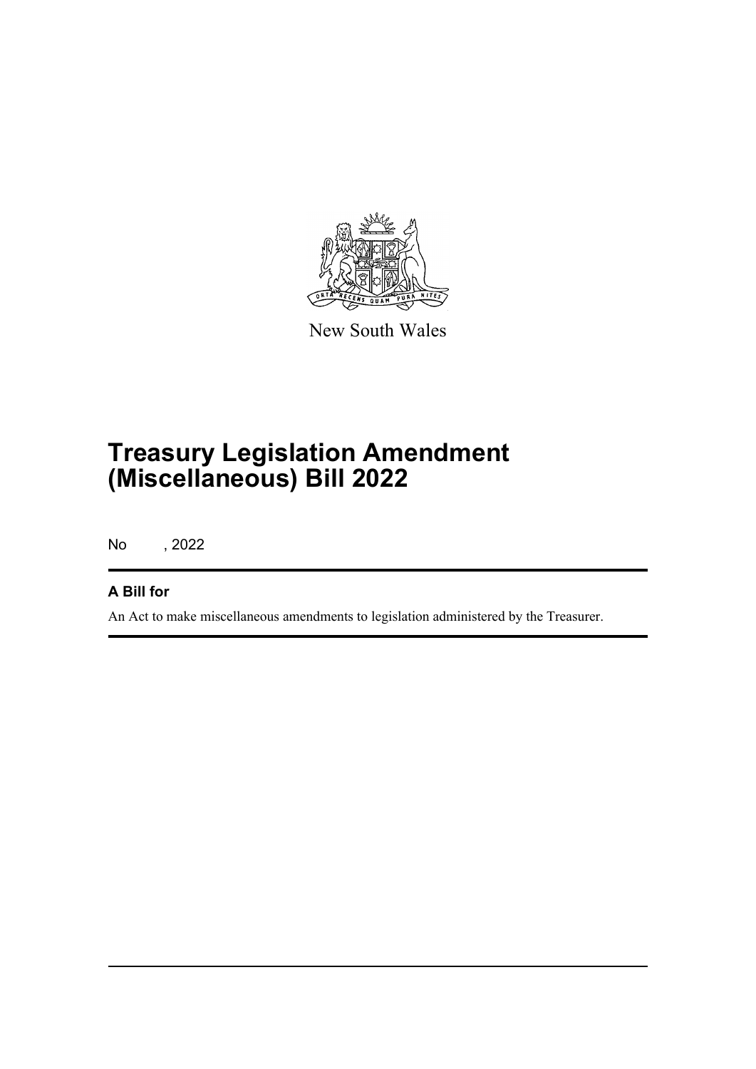New South Wales

# Treasury Legislation Amendment (Miscellaneous) Bill 2022

No , 2022

## A Bill for

An Act to make miscellaneous amendments to legislation administered by the Treasurer.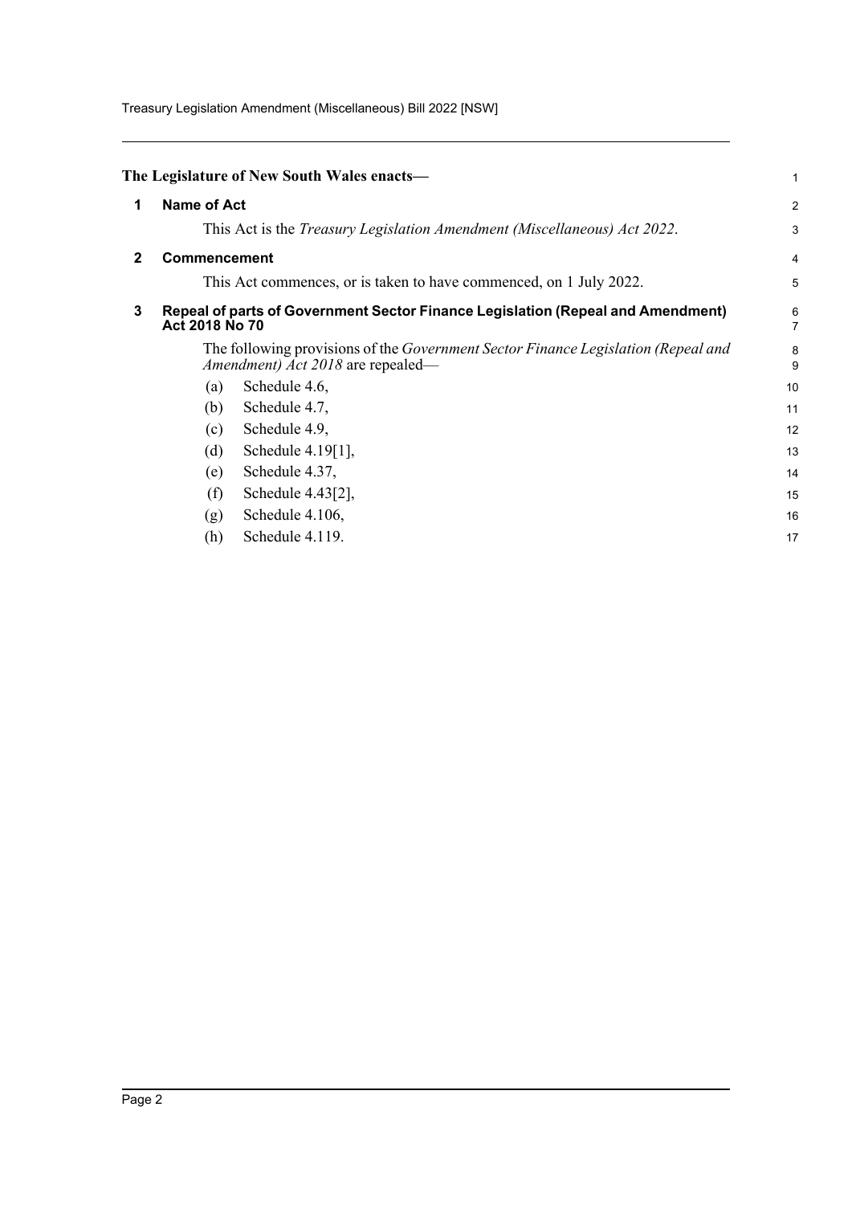**The Legislature of New South Wales enacts—**

## 1 Name of Act

This Act is the *Treasury Legislation Amendment (Miscellaneous) Act 2022*.

## 2 Commencement

This Act commences, or is taken to have commenced, on 1 July 2022.

## 3 Repeal of parts of Government Sector Finance Legislation (Repeal and Amendment) Act 2018 No 70

The following provisions of the *Government Sector Finance Legislation (Repeal and Amendment) Act 2018* are repealed—

(a) Schedule 4.6,

(b) Schedule 4.7,

(c) Schedule 4.9,

(d) Schedule 4.19[1],

(e) Schedule 4.37,

(f) Schedule 4.43[2],

(g) Schedule 4.106,

(h) Schedule 4.119.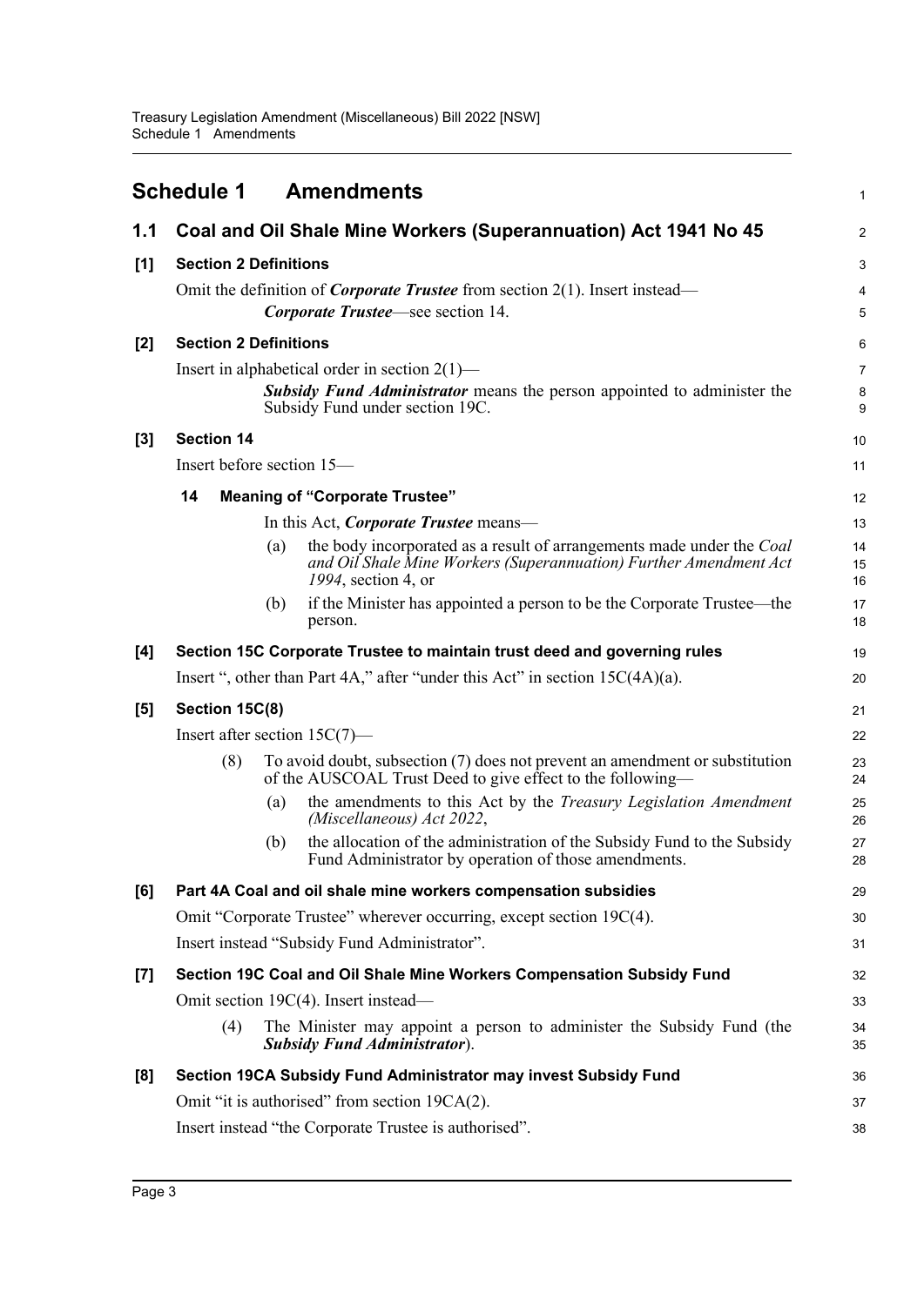# Schedule 1 Amendments

## 1.1 Coal and Oil Shale Mine Workers (Superannuation) Act 1941 No 45

### [1] Section 2 Definitions

Omit the definition of ***Corporate Trustee*** from section 2(1). Insert instead—

> ***Corporate Trustee***—see section 14.

### [2] Section 2 Definitions

Insert in alphabetical order in section 2(1)—

> ***Subsidy Fund Administrator*** means the person appointed to administer the Subsidy Fund under section 19C.

### [3] Section 14

Insert before section 15—

> **14 Meaning of "Corporate Trustee"**
>
> In this Act, ***Corporate Trustee*** means—
>
> (a) the body incorporated as a result of arrangements made under the *Coal and Oil Shale Mine Workers (Superannuation) Further Amendment Act 1994*, section 4, or
>
> (b) if the Minister has appointed a person to be the Corporate Trustee—the person.

### [4] Section 15C Corporate Trustee to maintain trust deed and governing rules

Insert ", other than Part 4A," after "under this Act" in section 15C(4A)(a).

### [5] Section 15C(8)

Insert after section 15C(7)—

> (8) To avoid doubt, subsection (7) does not prevent an amendment or substitution of the AUSCOAL Trust Deed to give effect to the following—
>
> (a) the amendments to this Act by the *Treasury Legislation Amendment (Miscellaneous) Act 2022*,
>
> (b) the allocation of the administration of the Subsidy Fund to the Subsidy Fund Administrator by operation of those amendments.

### [6] Part 4A Coal and oil shale mine workers compensation subsidies

Omit "Corporate Trustee" wherever occurring, except section 19C(4).

Insert instead "Subsidy Fund Administrator".

### [7] Section 19C Coal and Oil Shale Mine Workers Compensation Subsidy Fund

Omit section 19C(4). Insert instead—

> (4) The Minister may appoint a person to administer the Subsidy Fund (the ***Subsidy Fund Administrator***).

### [8] Section 19CA Subsidy Fund Administrator may invest Subsidy Fund

Omit "it is authorised" from section 19CA(2).

Insert instead "the Corporate Trustee is authorised".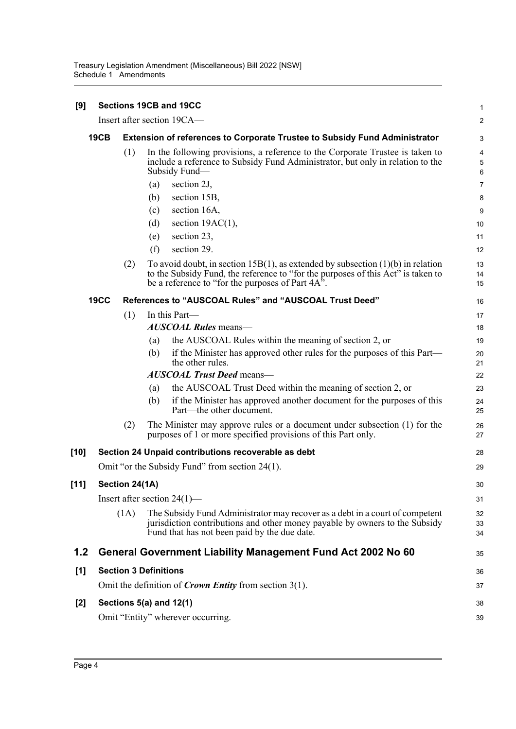**[9] Sections 19CB and 19CC**

Insert after section 19CA—

**19CB Extension of references to Corporate Trustee to Subsidy Fund Administrator**

(1) In the following provisions, a reference to the Corporate Trustee is taken to include a reference to Subsidy Fund Administrator, but only in relation to the Subsidy Fund—

(a) section 2J,

(b) section 15B,

(c) section 16A,

(d) section 19AC(1),

(e) section 23,

(f) section 29.

(2) To avoid doubt, in section 15B(1), as extended by subsection (1)(b) in relation to the Subsidy Fund, the reference to "for the purposes of this Act" is taken to be a reference to "for the purposes of Part 4A".

**19CC References to "AUSCOAL Rules" and "AUSCOAL Trust Deed"**

(1) In this Part—

***AUSCOAL Rules*** means—

(a) the AUSCOAL Rules within the meaning of section 2, or

(b) if the Minister has approved other rules for the purposes of this Part—the other rules.

***AUSCOAL Trust Deed*** means—

(a) the AUSCOAL Trust Deed within the meaning of section 2, or

(b) if the Minister has approved another document for the purposes of this Part—the other document.

(2) The Minister may approve rules or a document under subsection (1) for the purposes of 1 or more specified provisions of this Part only.

**[10] Section 24 Unpaid contributions recoverable as debt**

Omit "or the Subsidy Fund" from section 24(1).

**[11] Section 24(1A)**

Insert after section 24(1)—

(1A) The Subsidy Fund Administrator may recover as a debt in a court of competent jurisdiction contributions and other money payable by owners to the Subsidy Fund that has not been paid by the due date.

## 1.2 General Government Liability Management Fund Act 2002 No 60

**[1] Section 3 Definitions**

Omit the definition of ***Crown Entity*** from section 3(1).

**[2] Sections 5(a) and 12(1)**

Omit "Entity" wherever occurring.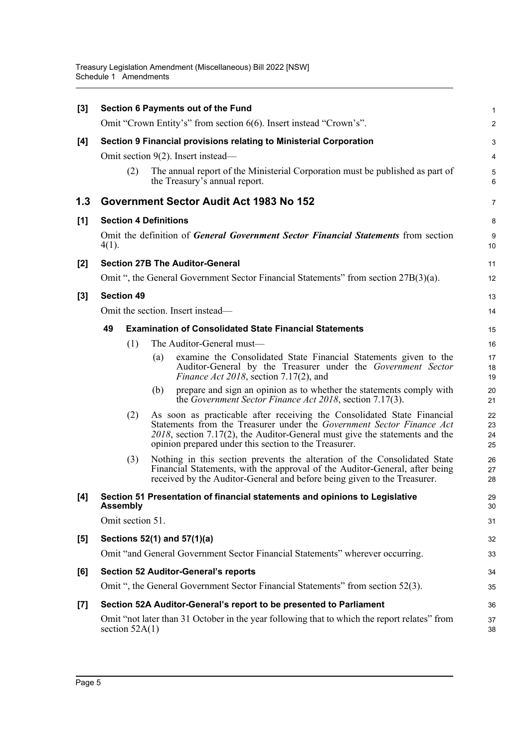**[3] Section 6 Payments out of the Fund**

Omit "Crown Entity's" from section 6(6). Insert instead "Crown's".

**[4] Section 9 Financial provisions relating to Ministerial Corporation**

Omit section 9(2). Insert instead—

(2) The annual report of the Ministerial Corporation must be published as part of the Treasury's annual report.

## 1.3 Government Sector Audit Act 1983 No 152

**[1] Section 4 Definitions**

Omit the definition of ***General Government Sector Financial Statements*** from section 4(1).

**[2] Section 27B The Auditor-General**

Omit ", the General Government Sector Financial Statements" from section 27B(3)(a).

**[3] Section 49**

Omit the section. Insert instead—

**49 Examination of Consolidated State Financial Statements**

(1) The Auditor-General must—

(a) examine the Consolidated State Financial Statements given to the Auditor-General by the Treasurer under the *Government Sector Finance Act 2018*, section 7.17(2), and

(b) prepare and sign an opinion as to whether the statements comply with the *Government Sector Finance Act 2018*, section 7.17(3).

(2) As soon as practicable after receiving the Consolidated State Financial Statements from the Treasurer under the *Government Sector Finance Act 2018*, section 7.17(2), the Auditor-General must give the statements and the opinion prepared under this section to the Treasurer.

(3) Nothing in this section prevents the alteration of the Consolidated State Financial Statements, with the approval of the Auditor-General, after being received by the Auditor-General and before being given to the Treasurer.

**[4] Section 51 Presentation of financial statements and opinions to Legislative Assembly**

Omit section 51.

**[5] Sections 52(1) and 57(1)(a)**

Omit "and General Government Sector Financial Statements" wherever occurring.

**[6] Section 52 Auditor-General's reports**

Omit ", the General Government Sector Financial Statements" from section 52(3).

**[7] Section 52A Auditor-General's report to be presented to Parliament**

Omit "not later than 31 October in the year following that to which the report relates" from section 52A(1)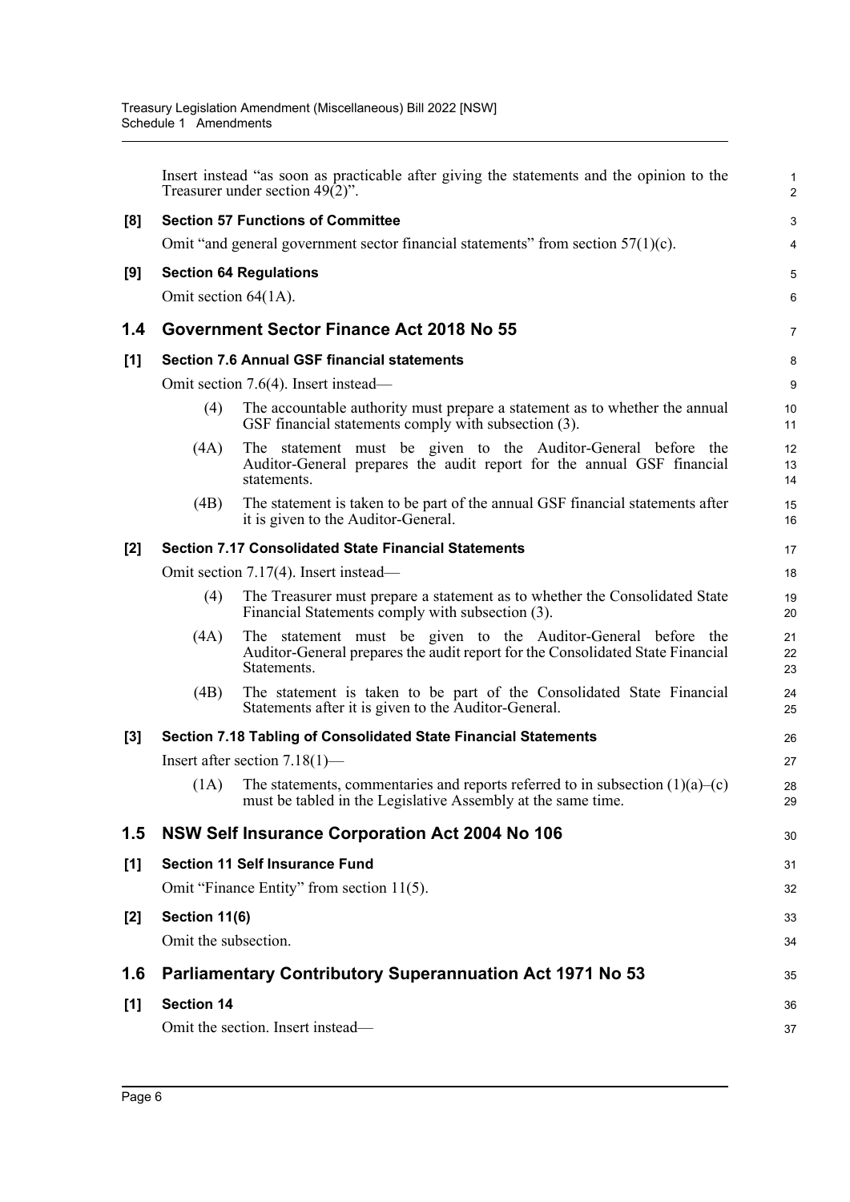Insert instead "as soon as practicable after giving the statements and the opinion to the Treasurer under section 49(2)".

**[8] Section 57 Functions of Committee**

Omit "and general government sector financial statements" from section 57(1)(c).

**[9] Section 64 Regulations**

Omit section 64(1A).

## 1.4 Government Sector Finance Act 2018 No 55

**[1] Section 7.6 Annual GSF financial statements**

Omit section 7.6(4). Insert instead—

(4) The accountable authority must prepare a statement as to whether the annual GSF financial statements comply with subsection (3).

(4A) The statement must be given to the Auditor-General before the Auditor-General prepares the audit report for the annual GSF financial statements.

(4B) The statement is taken to be part of the annual GSF financial statements after it is given to the Auditor-General.

**[2] Section 7.17 Consolidated State Financial Statements**

Omit section 7.17(4). Insert instead—

(4) The Treasurer must prepare a statement as to whether the Consolidated State Financial Statements comply with subsection (3).

(4A) The statement must be given to the Auditor-General before the Auditor-General prepares the audit report for the Consolidated State Financial Statements.

(4B) The statement is taken to be part of the Consolidated State Financial Statements after it is given to the Auditor-General.

**[3] Section 7.18 Tabling of Consolidated State Financial Statements**

Insert after section 7.18(1)—

(1A) The statements, commentaries and reports referred to in subsection (1)(a)–(c) must be tabled in the Legislative Assembly at the same time.

## 1.5 NSW Self Insurance Corporation Act 2004 No 106

**[1] Section 11 Self Insurance Fund**

Omit "Finance Entity" from section 11(5).

**[2] Section 11(6)**

Omit the subsection.

## 1.6 Parliamentary Contributory Superannuation Act 1971 No 53

**[1] Section 14**

Omit the section. Insert instead—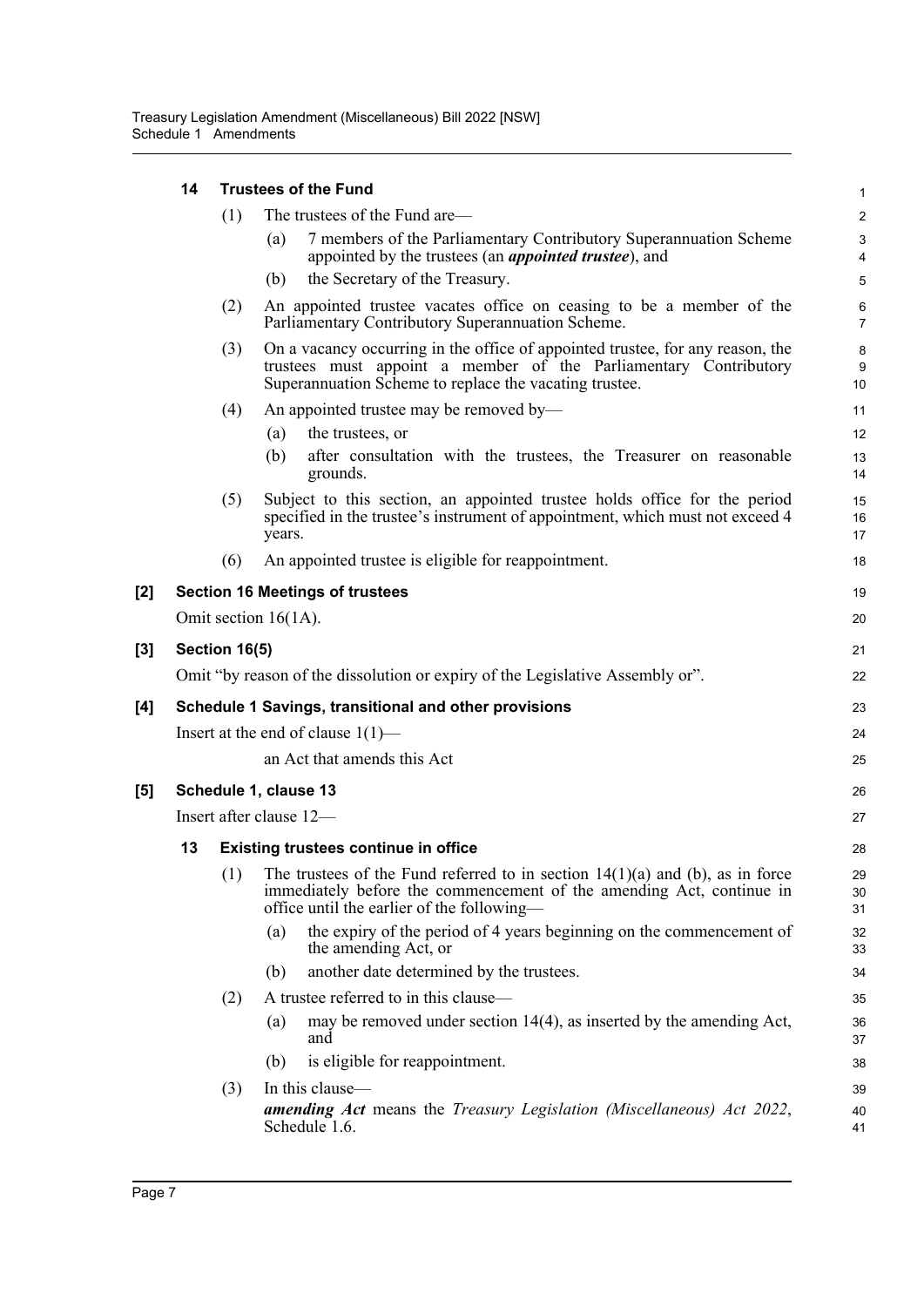#### 14 Trustees of the Fund

(1) The trustees of the Fund are—

(a) 7 members of the Parliamentary Contributory Superannuation Scheme appointed by the trustees (an ***appointed trustee***), and

(b) the Secretary of the Treasury.

(2) An appointed trustee vacates office on ceasing to be a member of the Parliamentary Contributory Superannuation Scheme.

(3) On a vacancy occurring in the office of appointed trustee, for any reason, the trustees must appoint a member of the Parliamentary Contributory Superannuation Scheme to replace the vacating trustee.

(4) An appointed trustee may be removed by—

(a) the trustees, or

(b) after consultation with the trustees, the Treasurer on reasonable grounds.

(5) Subject to this section, an appointed trustee holds office for the period specified in the trustee's instrument of appointment, which must not exceed 4 years.

(6) An appointed trustee is eligible for reappointment.

### [2] Section 16 Meetings of trustees

Omit section 16(1A).

### [3] Section 16(5)

Omit "by reason of the dissolution or expiry of the Legislative Assembly or".

### [4] Schedule 1 Savings, transitional and other provisions

Insert at the end of clause 1(1)—

an Act that amends this Act

### [5] Schedule 1, clause 13

Insert after clause 12—

#### 13 Existing trustees continue in office

(1) The trustees of the Fund referred to in section 14(1)(a) and (b), as in force immediately before the commencement of the amending Act, continue in office until the earlier of the following—

(a) the expiry of the period of 4 years beginning on the commencement of the amending Act, or

(b) another date determined by the trustees.

(2) A trustee referred to in this clause—

(a) may be removed under section 14(4), as inserted by the amending Act, and

(b) is eligible for reappointment.

(3) In this clause—

***amending Act*** means the *Treasury Legislation (Miscellaneous) Act 2022*, Schedule 1.6.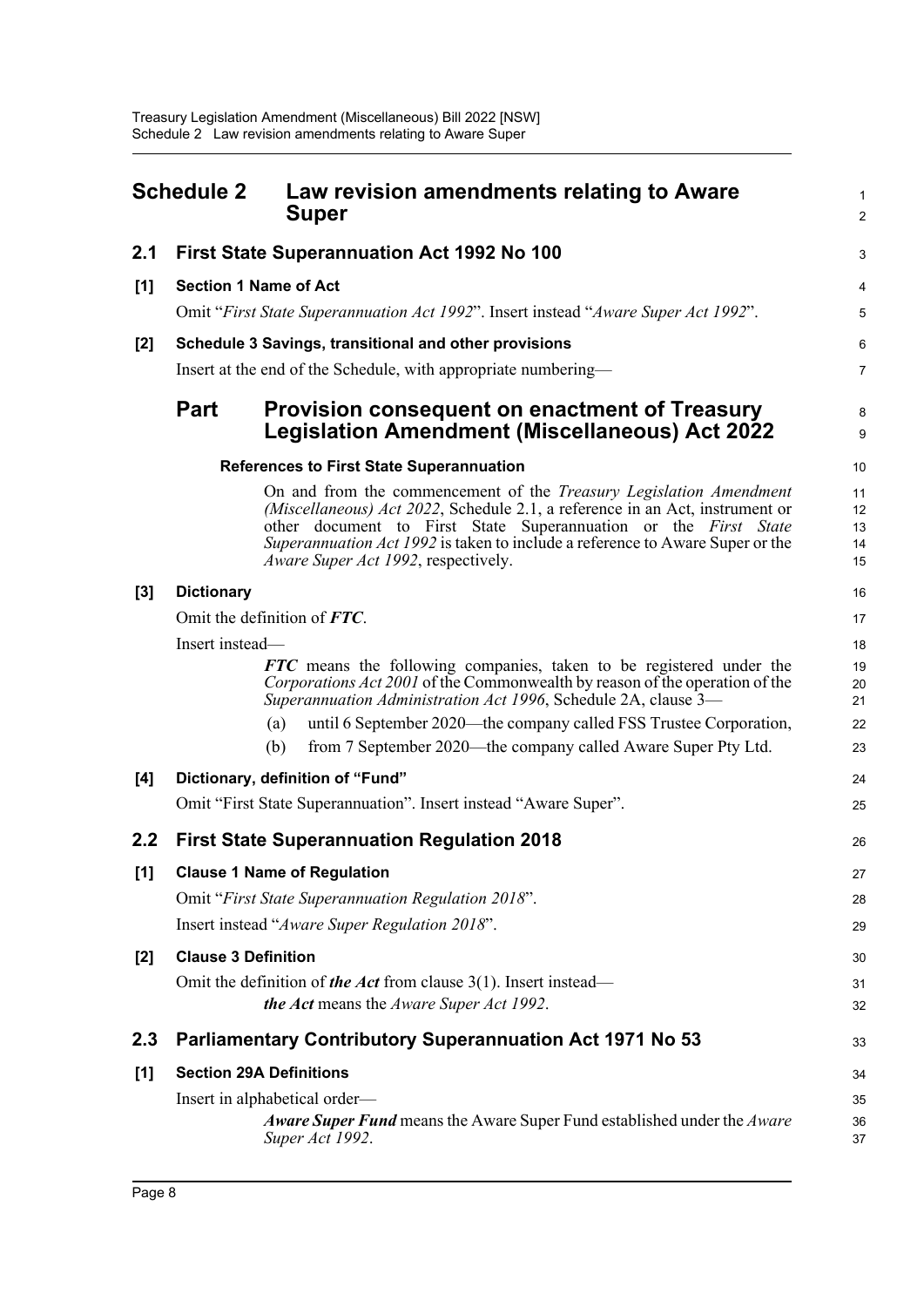# Schedule 2 Law revision amendments relating to Aware Super

## 2.1 First State Superannuation Act 1992 No 100

### [1] Section 1 Name of Act

Omit "*First State Superannuation Act 1992*". Insert instead "*Aware Super Act 1992*".

### [2] Schedule 3 Savings, transitional and other provisions

Insert at the end of the Schedule, with appropriate numbering—

## Part Provision consequent on enactment of Treasury Legislation Amendment (Miscellaneous) Act 2022

#### References to First State Superannuation

On and from the commencement of the *Treasury Legislation Amendment (Miscellaneous) Act 2022*, Schedule 2.1, a reference in an Act, instrument or other document to First State Superannuation or the *First State Superannuation Act 1992* is taken to include a reference to Aware Super or the *Aware Super Act 1992*, respectively.

### [3] Dictionary

Omit the definition of ***FTC***.

Insert instead—

***FTC*** means the following companies, taken to be registered under the *Corporations Act 2001* of the Commonwealth by reason of the operation of the *Superannuation Administration Act 1996*, Schedule 2A, clause 3—

(a) until 6 September 2020—the company called FSS Trustee Corporation,

(b) from 7 September 2020—the company called Aware Super Pty Ltd.

### [4] Dictionary, definition of "Fund"

Omit "First State Superannuation". Insert instead "Aware Super".

## 2.2 First State Superannuation Regulation 2018

### [1] Clause 1 Name of Regulation

Omit "*First State Superannuation Regulation 2018*".

Insert instead "*Aware Super Regulation 2018*".

### [2] Clause 3 Definition

Omit the definition of ***the Act*** from clause 3(1). Insert instead—

***the Act*** means the *Aware Super Act 1992*.

## 2.3 Parliamentary Contributory Superannuation Act 1971 No 53

### [1] Section 29A Definitions

Insert in alphabetical order—

***Aware Super Fund*** means the Aware Super Fund established under the *Aware Super Act 1992*.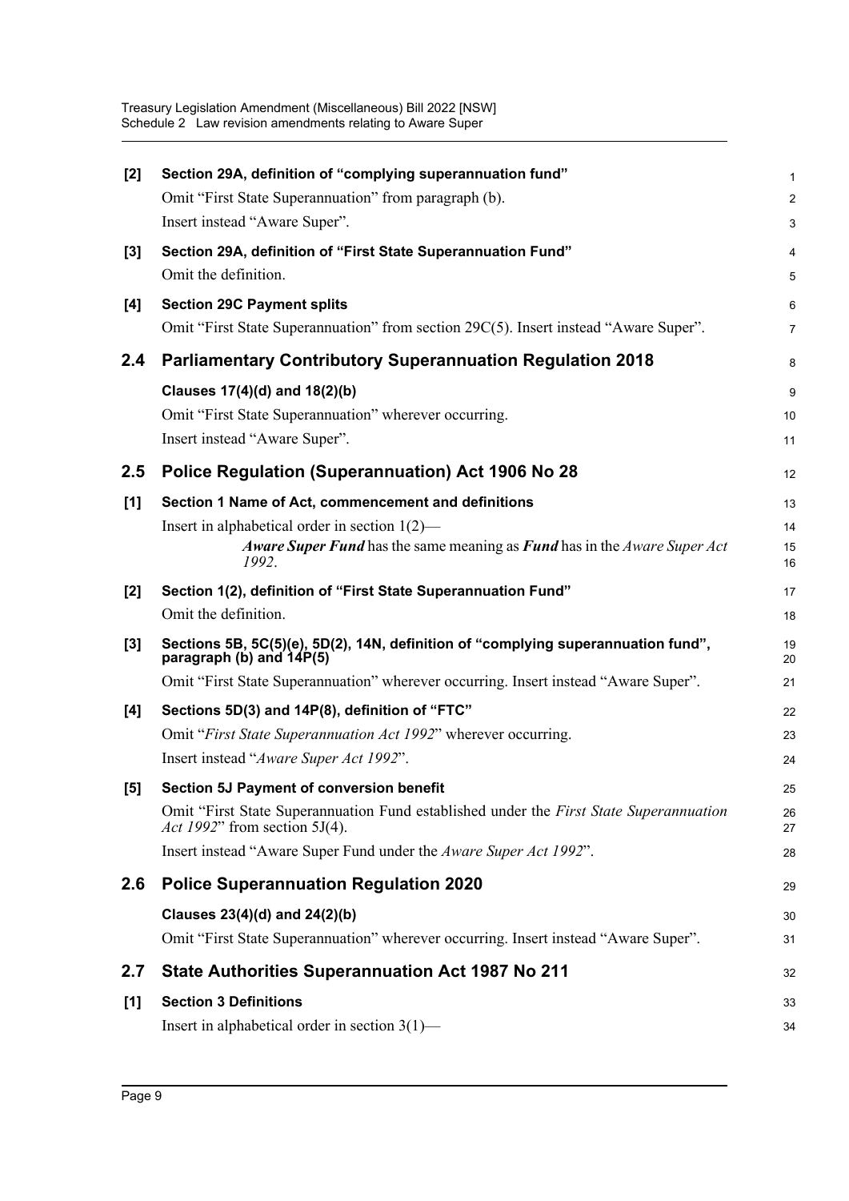**[2] Section 29A, definition of "complying superannuation fund"**

Omit "First State Superannuation" from paragraph (b).

Insert instead "Aware Super".

**[3] Section 29A, definition of "First State Superannuation Fund"**

Omit the definition.

**[4] Section 29C Payment splits**

Omit "First State Superannuation" from section 29C(5). Insert instead "Aware Super".

## 2.4 Parliamentary Contributory Superannuation Regulation 2018

**Clauses 17(4)(d) and 18(2)(b)**

Omit "First State Superannuation" wherever occurring.

Insert instead "Aware Super".

## 2.5 Police Regulation (Superannuation) Act 1906 No 28

**[1] Section 1 Name of Act, commencement and definitions**

Insert in alphabetical order in section 1(2)—

> ***Aware Super Fund*** has the same meaning as ***Fund*** has in the *Aware Super Act 1992*.

**[2] Section 1(2), definition of "First State Superannuation Fund"**

Omit the definition.

**[3] Sections 5B, 5C(5)(e), 5D(2), 14N, definition of "complying superannuation fund", paragraph (b) and 14P(5)**

Omit "First State Superannuation" wherever occurring. Insert instead "Aware Super".

**[4] Sections 5D(3) and 14P(8), definition of "FTC"**

Omit "*First State Superannuation Act 1992*" wherever occurring.

Insert instead "*Aware Super Act 1992*".

**[5] Section 5J Payment of conversion benefit**

Omit "First State Superannuation Fund established under the *First State Superannuation Act 1992*" from section 5J(4).

Insert instead "Aware Super Fund under the *Aware Super Act 1992*".

## 2.6 Police Superannuation Regulation 2020

**Clauses 23(4)(d) and 24(2)(b)**

Omit "First State Superannuation" wherever occurring. Insert instead "Aware Super".

## 2.7 State Authorities Superannuation Act 1987 No 211

**[1] Section 3 Definitions**

Insert in alphabetical order in section 3(1)—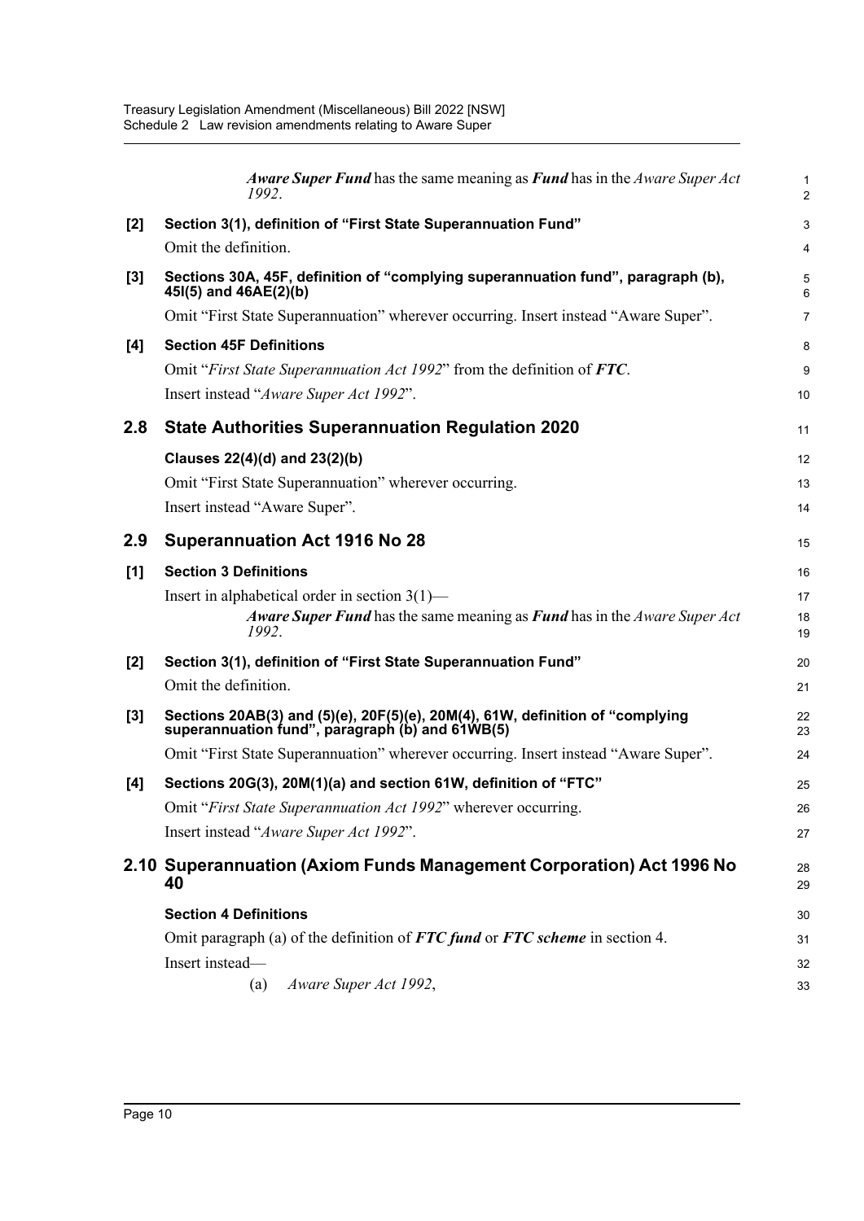***Aware Super Fund*** has the same meaning as ***Fund*** has in the *Aware Super Act 1992*.

**[2] Section 3(1), definition of "First State Superannuation Fund"**

Omit the definition.

**[3] Sections 30A, 45F, definition of "complying superannuation fund", paragraph (b), 45I(5) and 46AE(2)(b)**

Omit "First State Superannuation" wherever occurring. Insert instead "Aware Super".

**[4] Section 45F Definitions**

Omit "*First State Superannuation Act 1992*" from the definition of ***FTC***.

Insert instead "*Aware Super Act 1992*".

## 2.8 State Authorities Superannuation Regulation 2020

**Clauses 22(4)(d) and 23(2)(b)**

Omit "First State Superannuation" wherever occurring.

Insert instead "Aware Super".

## 2.9 Superannuation Act 1916 No 28

**[1] Section 3 Definitions**

Insert in alphabetical order in section 3(1)—

***Aware Super Fund*** has the same meaning as ***Fund*** has in the *Aware Super Act 1992*.

**[2] Section 3(1), definition of "First State Superannuation Fund"**

Omit the definition.

**[3] Sections 20AB(3) and (5)(e), 20F(5)(e), 20M(4), 61W, definition of "complying superannuation fund", paragraph (b) and 61WB(5)**

Omit "First State Superannuation" wherever occurring. Insert instead "Aware Super".

**[4] Sections 20G(3), 20M(1)(a) and section 61W, definition of "FTC"**

Omit "*First State Superannuation Act 1992*" wherever occurring.

Insert instead "*Aware Super Act 1992*".

## 2.10 Superannuation (Axiom Funds Management Corporation) Act 1996 No 40

**Section 4 Definitions**

Omit paragraph (a) of the definition of ***FTC fund*** or ***FTC scheme*** in section 4.

Insert instead—

(a) *Aware Super Act 1992*,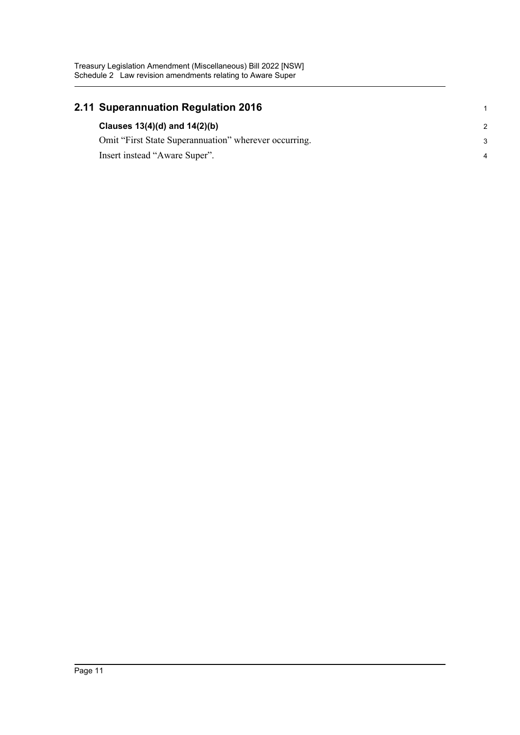## 2.11 Superannuation Regulation 2016

**Clauses 13(4)(d) and 14(2)(b)**

Omit "First State Superannuation" wherever occurring.

Insert instead "Aware Super".